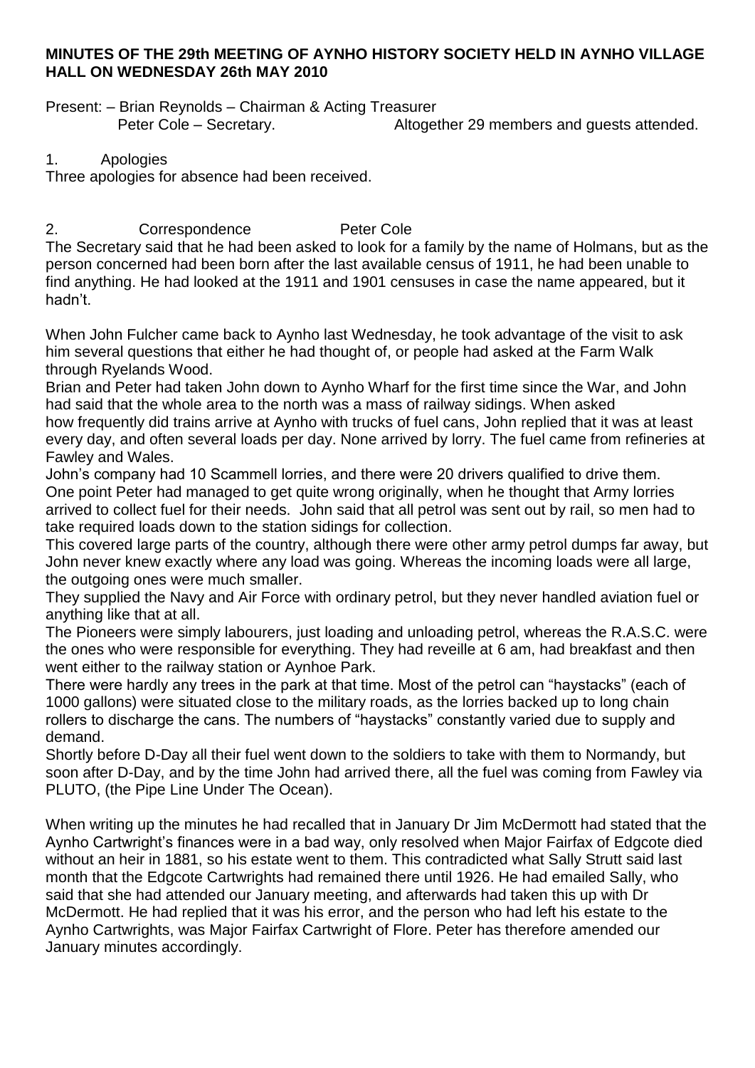**MINUTES OF THE 29th MEETING OF AYNHO HISTORY SOCIETY HELD IN AYNHO VILLAGE HALL ON WEDNESDAY 26th MAY 2010**

Present: – Brian Reynolds – Chairman & Acting Treasurer
Peter Cole – Secretary. Altogether 29 members and guests attended.

1. Apologies

Three apologies for absence had been received.

2. Correspondence Peter Cole

The Secretary said that he had been asked to look for a family by the name of Holmans, but as the person concerned had been born after the last available census of 1911, he had been unable to find anything. He had looked at the 1911 and 1901 censuses in case the name appeared, but it hadn't.

When John Fulcher came back to Aynho last Wednesday, he took advantage of the visit to ask him several questions that either he had thought of, or people had asked at the Farm Walk through Ryelands Wood.

Brian and Peter had taken John down to Aynho Wharf for the first time since the War, and John had said that the whole area to the north was a mass of railway sidings. When asked how frequently did trains arrive at Aynho with trucks of fuel cans, John replied that it was at least every day, and often several loads per day. None arrived by lorry. The fuel came from refineries at Fawley and Wales.

John's company had 10 Scammell lorries, and there were 20 drivers qualified to drive them.

One point Peter had managed to get quite wrong originally, when he thought that Army lorries arrived to collect fuel for their needs. John said that all petrol was sent out by rail, so men had to take required loads down to the station sidings for collection.

This covered large parts of the country, although there were other army petrol dumps far away, but John never knew exactly where any load was going. Whereas the incoming loads were all large, the outgoing ones were much smaller.

They supplied the Navy and Air Force with ordinary petrol, but they never handled aviation fuel or anything like that at all.

The Pioneers were simply labourers, just loading and unloading petrol, whereas the R.A.S.C. were the ones who were responsible for everything. They had reveille at 6 am, had breakfast and then went either to the railway station or Aynhoe Park.

There were hardly any trees in the park at that time. Most of the petrol can "haystacks" (each of 1000 gallons) were situated close to the military roads, as the lorries backed up to long chain rollers to discharge the cans. The numbers of "haystacks" constantly varied due to supply and demand.

Shortly before D-Day all their fuel went down to the soldiers to take with them to Normandy, but soon after D-Day, and by the time John had arrived there, all the fuel was coming from Fawley via PLUTO, (the Pipe Line Under The Ocean).

When writing up the minutes he had recalled that in January Dr Jim McDermott had stated that the Aynho Cartwright's finances were in a bad way, only resolved when Major Fairfax of Edgcote died without an heir in 1881, so his estate went to them. This contradicted what Sally Strutt said last month that the Edgcote Cartwrights had remained there until 1926. He had emailed Sally, who said that she had attended our January meeting, and afterwards had taken this up with Dr McDermott. He had replied that it was his error, and the person who had left his estate to the Aynho Cartwrights, was Major Fairfax Cartwright of Flore. Peter has therefore amended our January minutes accordingly.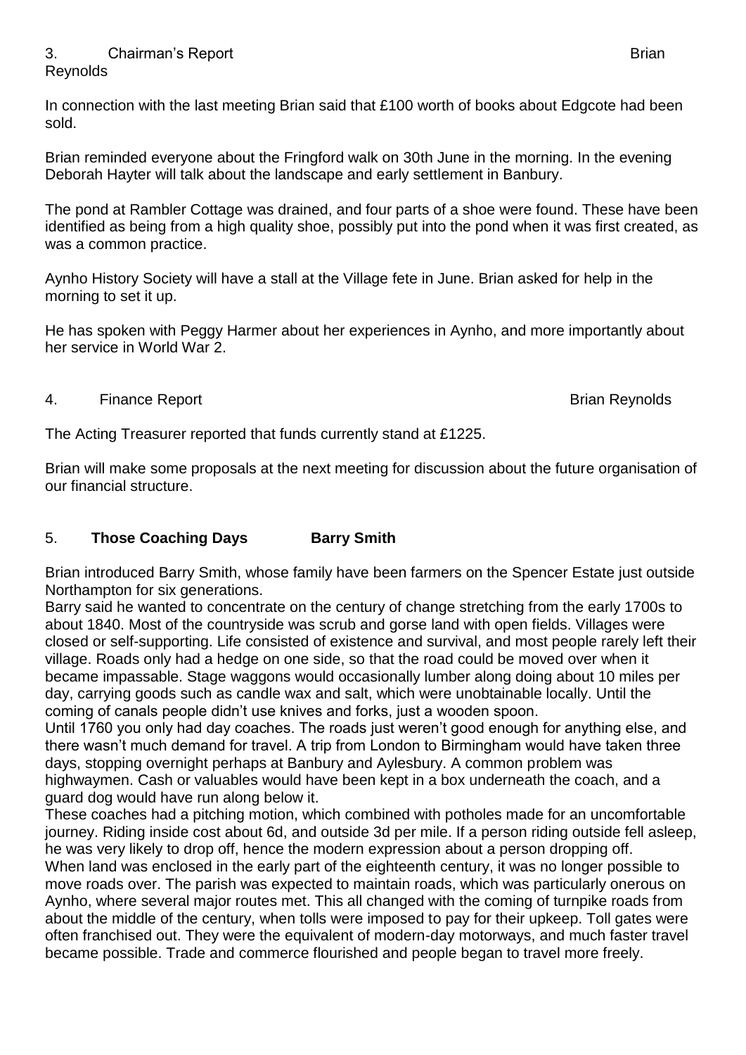3. Chairman's Report Brian Reynolds

In connection with the last meeting Brian said that £100 worth of books about Edgcote had been sold.

Brian reminded everyone about the Fringford walk on 30th June in the morning. In the evening Deborah Hayter will talk about the landscape and early settlement in Banbury.

The pond at Rambler Cottage was drained, and four parts of a shoe were found. These have been identified as being from a high quality shoe, possibly put into the pond when it was first created, as was a common practice.

Aynho History Society will have a stall at the Village fete in June. Brian asked for help in the morning to set it up.

He has spoken with Peggy Harmer about her experiences in Aynho, and more importantly about her service in World War 2.

4. Finance Report Brian Reynolds

The Acting Treasurer reported that funds currently stand at £1225.

Brian will make some proposals at the next meeting for discussion about the future organisation of our financial structure.

5. **Those Coaching Days Barry Smith**

Brian introduced Barry Smith, whose family have been farmers on the Spencer Estate just outside Northampton for six generations.

Barry said he wanted to concentrate on the century of change stretching from the early 1700s to about 1840. Most of the countryside was scrub and gorse land with open fields. Villages were closed or self-supporting. Life consisted of existence and survival, and most people rarely left their village. Roads only had a hedge on one side, so that the road could be moved over when it became impassable. Stage waggons would occasionally lumber along doing about 10 miles per day, carrying goods such as candle wax and salt, which were unobtainable locally. Until the coming of canals people didn't use knives and forks, just a wooden spoon.

Until 1760 you only had day coaches. The roads just weren't good enough for anything else, and there wasn't much demand for travel. A trip from London to Birmingham would have taken three days, stopping overnight perhaps at Banbury and Aylesbury. A common problem was highwaymen. Cash or valuables would have been kept in a box underneath the coach, and a guard dog would have run along below it.

These coaches had a pitching motion, which combined with potholes made for an uncomfortable journey. Riding inside cost about 6d, and outside 3d per mile. If a person riding outside fell asleep, he was very likely to drop off, hence the modern expression about a person dropping off.

When land was enclosed in the early part of the eighteenth century, it was no longer possible to move roads over. The parish was expected to maintain roads, which was particularly onerous on Aynho, where several major routes met. This all changed with the coming of turnpike roads from about the middle of the century, when tolls were imposed to pay for their upkeep. Toll gates were often franchised out. They were the equivalent of modern-day motorways, and much faster travel became possible. Trade and commerce flourished and people began to travel more freely.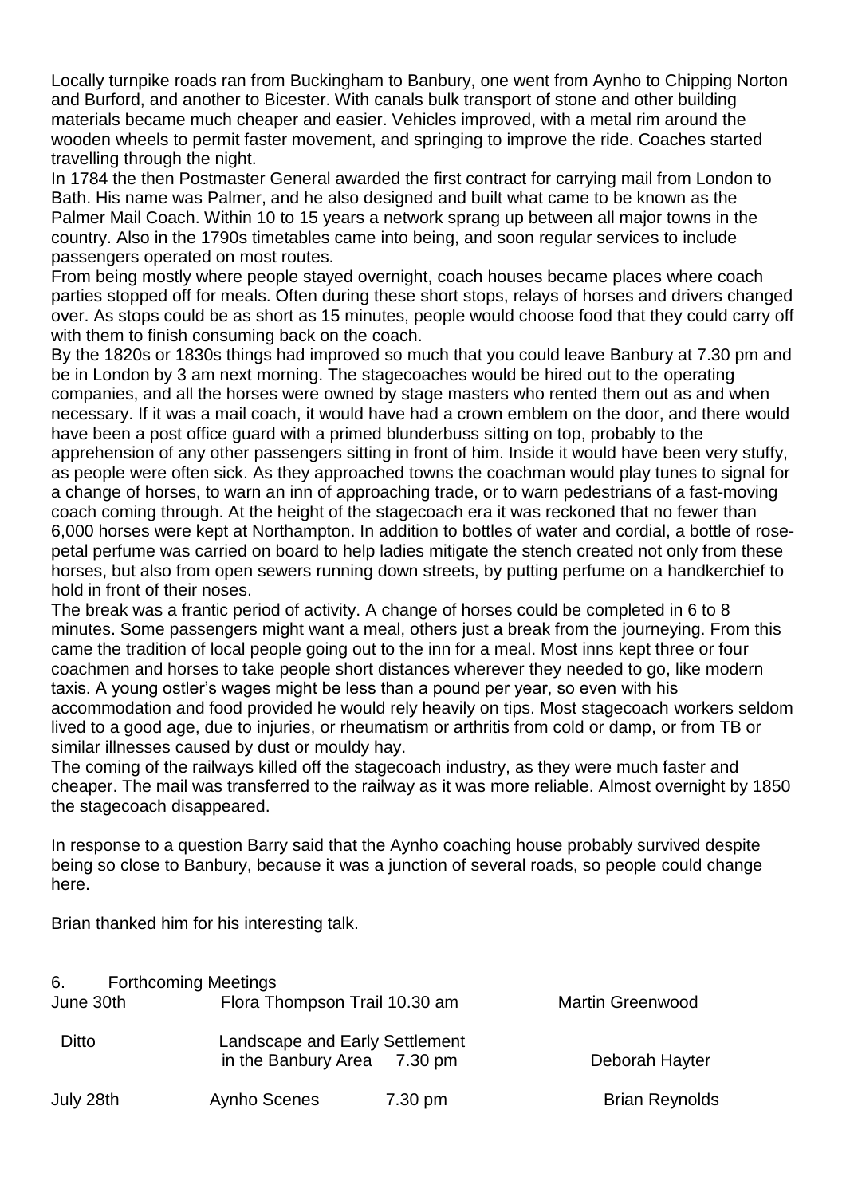Locally turnpike roads ran from Buckingham to Banbury, one went from Aynho to Chipping Norton and Burford, and another to Bicester. With canals bulk transport of stone and other building materials became much cheaper and easier. Vehicles improved, with a metal rim around the wooden wheels to permit faster movement, and springing to improve the ride. Coaches started travelling through the night.

In 1784 the then Postmaster General awarded the first contract for carrying mail from London to Bath. His name was Palmer, and he also designed and built what came to be known as the Palmer Mail Coach. Within 10 to 15 years a network sprang up between all major towns in the country. Also in the 1790s timetables came into being, and soon regular services to include passengers operated on most routes.

From being mostly where people stayed overnight, coach houses became places where coach parties stopped off for meals. Often during these short stops, relays of horses and drivers changed over. As stops could be as short as 15 minutes, people would choose food that they could carry off with them to finish consuming back on the coach.

By the 1820s or 1830s things had improved so much that you could leave Banbury at 7.30 pm and be in London by 3 am next morning. The stagecoaches would be hired out to the operating companies, and all the horses were owned by stage masters who rented them out as and when necessary. If it was a mail coach, it would have had a crown emblem on the door, and there would have been a post office guard with a primed blunderbuss sitting on top, probably to the apprehension of any other passengers sitting in front of him. Inside it would have been very stuffy, as people were often sick. As they approached towns the coachman would play tunes to signal for a change of horses, to warn an inn of approaching trade, or to warn pedestrians of a fast-moving coach coming through. At the height of the stagecoach era it was reckoned that no fewer than 6,000 horses were kept at Northampton. In addition to bottles of water and cordial, a bottle of rose-petal perfume was carried on board to help ladies mitigate the stench created not only from these horses, but also from open sewers running down streets, by putting perfume on a handkerchief to hold in front of their noses.

The break was a frantic period of activity. A change of horses could be completed in 6 to 8 minutes. Some passengers might want a meal, others just a break from the journeying. From this came the tradition of local people going out to the inn for a meal. Most inns kept three or four coachmen and horses to take people short distances wherever they needed to go, like modern taxis. A young ostler's wages might be less than a pound per year, so even with his accommodation and food provided he would rely heavily on tips. Most stagecoach workers seldom lived to a good age, due to injuries, or rheumatism or arthritis from cold or damp, or from TB or similar illnesses caused by dust or mouldy hay.

The coming of the railways killed off the stagecoach industry, as they were much faster and cheaper. The mail was transferred to the railway as it was more reliable. Almost overnight by 1850 the stagecoach disappeared.

In response to a question Barry said that the Aynho coaching house probably survived despite being so close to Banbury, because it was a junction of several roads, so people could change here.

Brian thanked him for his interesting talk.

6. Forthcoming Meetings

| | | | |
|---|---|---|---|
| June 30th | Flora Thompson Trail 10.30 am | | Martin Greenwood |
| Ditto | Landscape and Early Settlement in the Banbury Area | 7.30 pm | Deborah Hayter |
| July 28th | Aynho Scenes | 7.30 pm | Brian Reynolds |